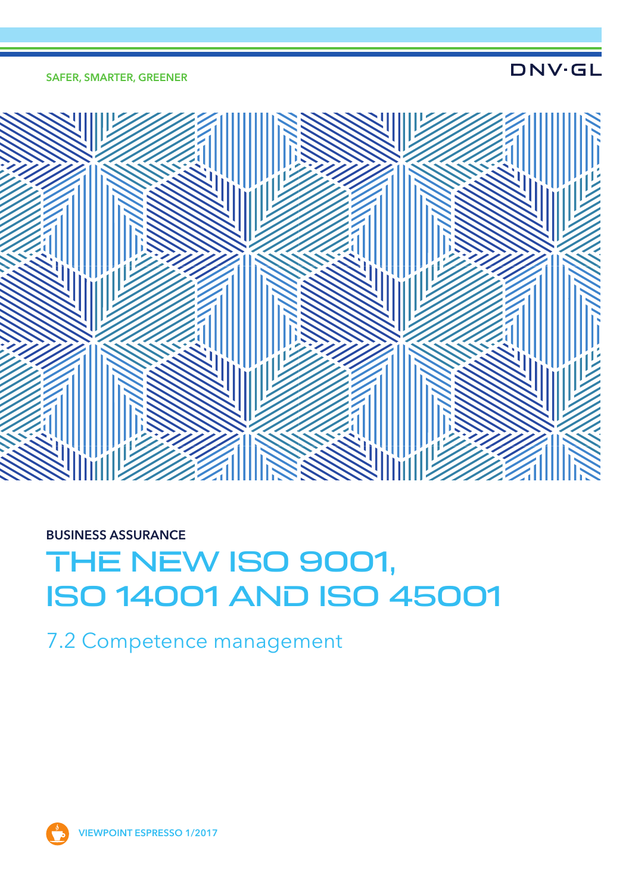SAFER, SMARTER, GREENER

DNV·GL

BUSINESS ASSURANCE

# THE NEW ISO 9001, ISO 14001 AND ISO 45001

## 7.2 Competence management

VIEWPOINT ESPRESSO 1/2017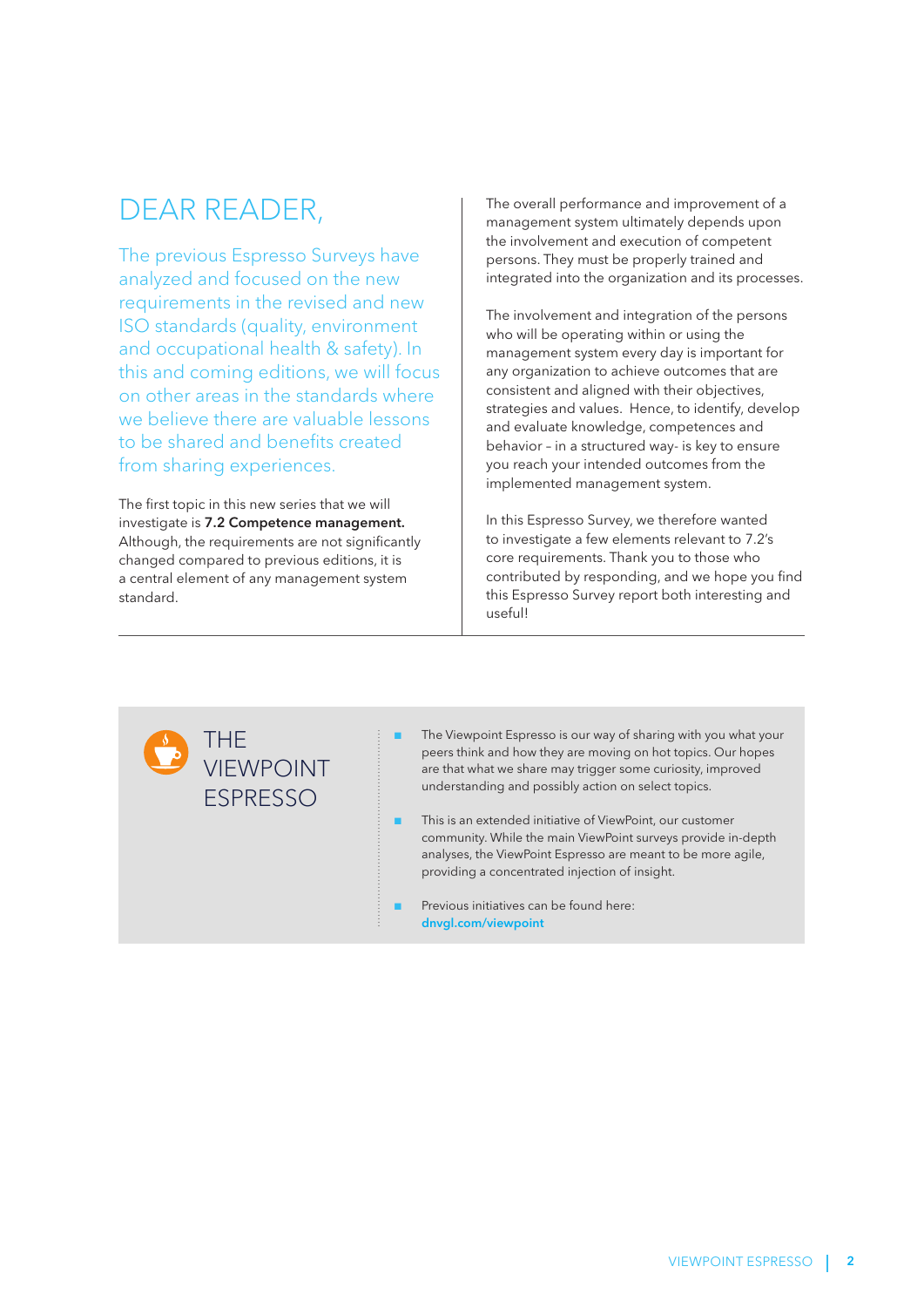# DEAR READER,

The previous Espresso Surveys have analyzed and focused on the new requirements in the revised and new ISO standards (quality, environment and occupational health & safety). In this and coming editions, we will focus on other areas in the standards where we believe there are valuable lessons to be shared and benefits created from sharing experiences.

The first topic in this new series that we will investigate is **7.2 Competence management.** Although, the requirements are not significantly changed compared to previous editions, it is a central element of any management system standard.

The overall performance and improvement of a management system ultimately depends upon the involvement and execution of competent persons. They must be properly trained and integrated into the organization and its processes.

The involvement and integration of the persons who will be operating within or using the management system every day is important for any organization to achieve outcomes that are consistent and aligned with their objectives, strategies and values. Hence, to identify, develop and evaluate knowledge, competences and behavior – in a structured way- is key to ensure you reach your intended outcomes from the implemented management system.

In this Espresso Survey, we therefore wanted to investigate a few elements relevant to 7.2's core requirements. Thank you to those who contributed by responding, and we hope you find this Espresso Survey report both interesting and useful!

## THE VIEWPOINT ESPRESSO

- The Viewpoint Espresso is our way of sharing with you what your peers think and how they are moving on hot topics. Our hopes are that what we share may trigger some curiosity, improved understanding and possibly action on select topics.
- This is an extended initiative of ViewPoint, our customer community. While the main ViewPoint surveys provide in-depth analyses, the ViewPoint Espresso are meant to be more agile, providing a concentrated injection of insight.
- Previous initiatives can be found here: **dnvgl.com/viewpoint**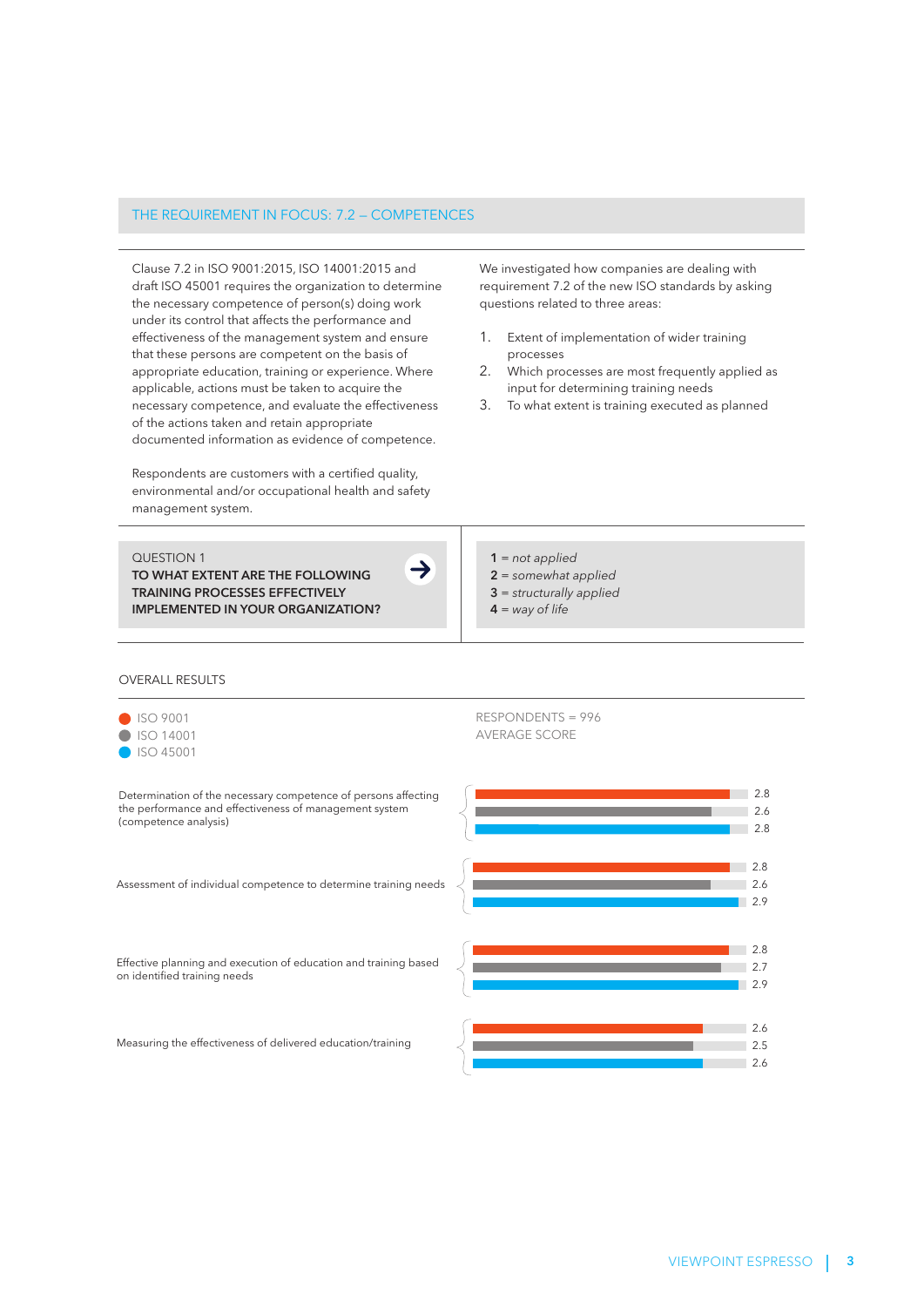## THE REQUIREMENT IN FOCUS: 7.2 – COMPETENCES

Clause 7.2 in ISO 9001:2015, ISO 14001:2015 and draft ISO 45001 requires the organization to determine the necessary competence of person(s) doing work under its control that affects the performance and effectiveness of the management system and ensure that these persons are competent on the basis of appropriate education, training or experience. Where applicable, actions must be taken to acquire the necessary competence, and evaluate the effectiveness of the actions taken and retain appropriate documented information as evidence of competence.

Respondents are customers with a certified quality, environmental and/or occupational health and safety management system.

We investigated how companies are dealing with requirement 7.2 of the new ISO standards by asking questions related to three areas:

1. Extent of implementation of wider training processes
2. Which processes are most frequently applied as input for determining training needs
3. To what extent is training executed as planned

QUESTION 1
**TO WHAT EXTENT ARE THE FOLLOWING TRAINING PROCESSES EFFECTIVELY IMPLEMENTED IN YOUR ORGANIZATION?**

**1** = *not applied*
**2** = *somewhat applied*
**3** = *structurally applied*
**4** = *way of life*

OVERALL RESULTS

RESPONDENTS = 996
AVERAGE SCORE

| Training process | ISO 9001 | ISO 14001 | ISO 45001 |
|---|---|---|---|
| Determination of the necessary competence of persons affecting the performance and effectiveness of management system (competence analysis) | 2.8 | 2.6 | 2.8 |
| Assessment of individual competence to determine training needs | 2.8 | 2.6 | 2.9 |
| Effective planning and execution of education and training based on identified training needs | 2.8 | 2.7 | 2.9 |
| Measuring the effectiveness of delivered education/training | 2.6 | 2.5 | 2.6 |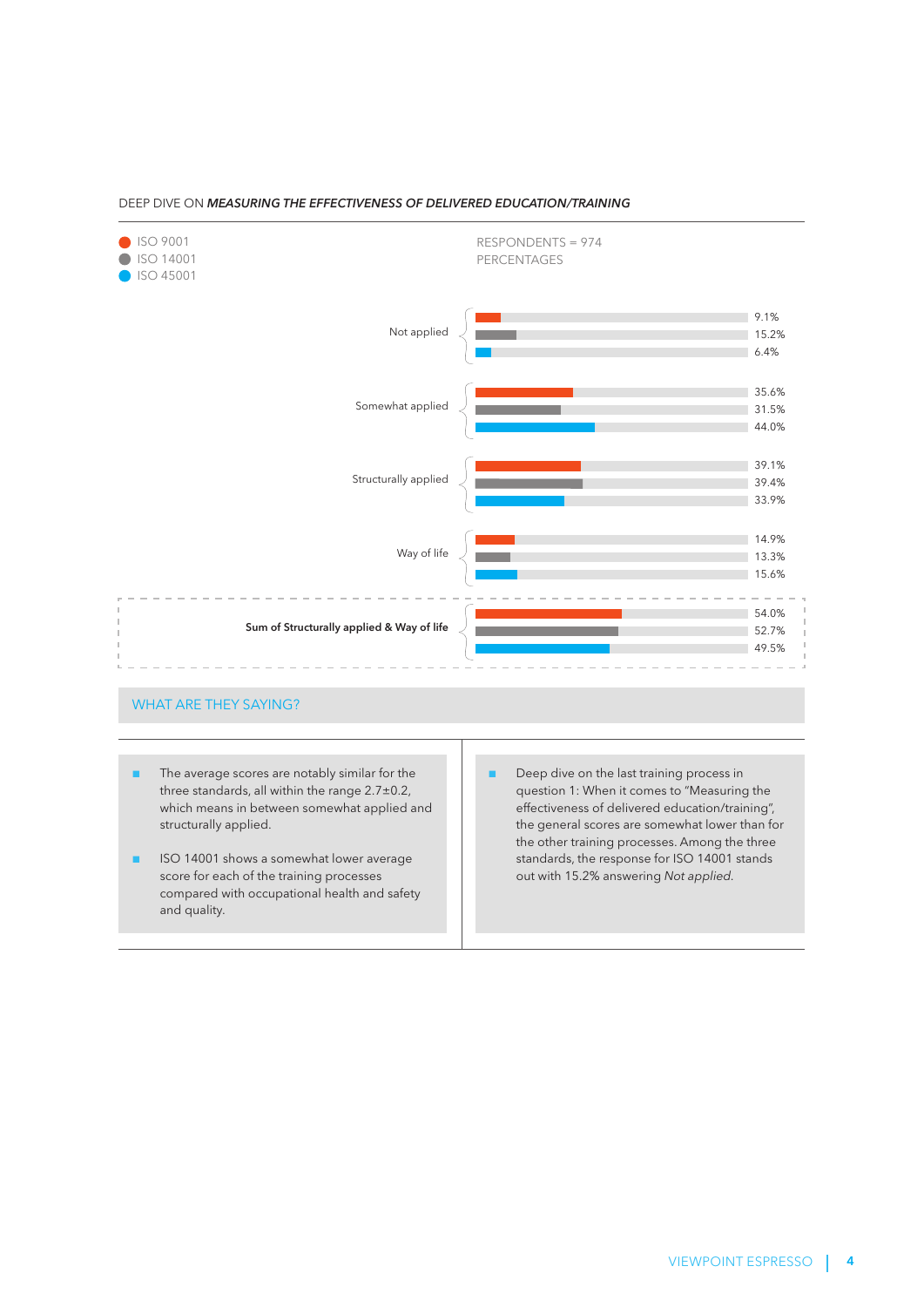DEEP DIVE ON ***MEASURING THE EFFECTIVENESS OF DELIVERED EDUCATION/TRAINING***

RESPONDENTS = 974
PERCENTAGES

| | ISO 9001 | ISO 14001 | ISO 45001 |
|---|---|---|---|
| Not applied | 9.1% | 15.2% | 6.4% |
| Somewhat applied | 35.6% | 31.5% | 44.0% |
| Structurally applied | 39.1% | 39.4% | 33.9% |
| Way of life | 14.9% | 13.3% | 15.6% |
| **Sum of Structurally applied & Way of life** | 54.0% | 52.7% | 49.5% |

## WHAT ARE THEY SAYING?

- The average scores are notably similar for the three standards, all within the range 2.7±0.2, which means in between somewhat applied and structurally applied.
- ISO 14001 shows a somewhat lower average score for each of the training processes compared with occupational health and safety and quality.
- Deep dive on the last training process in question 1: When it comes to "Measuring the effectiveness of delivered education/training", the general scores are somewhat lower than for the other training processes. Among the three standards, the response for ISO 14001 stands out with 15.2% answering *Not applied.*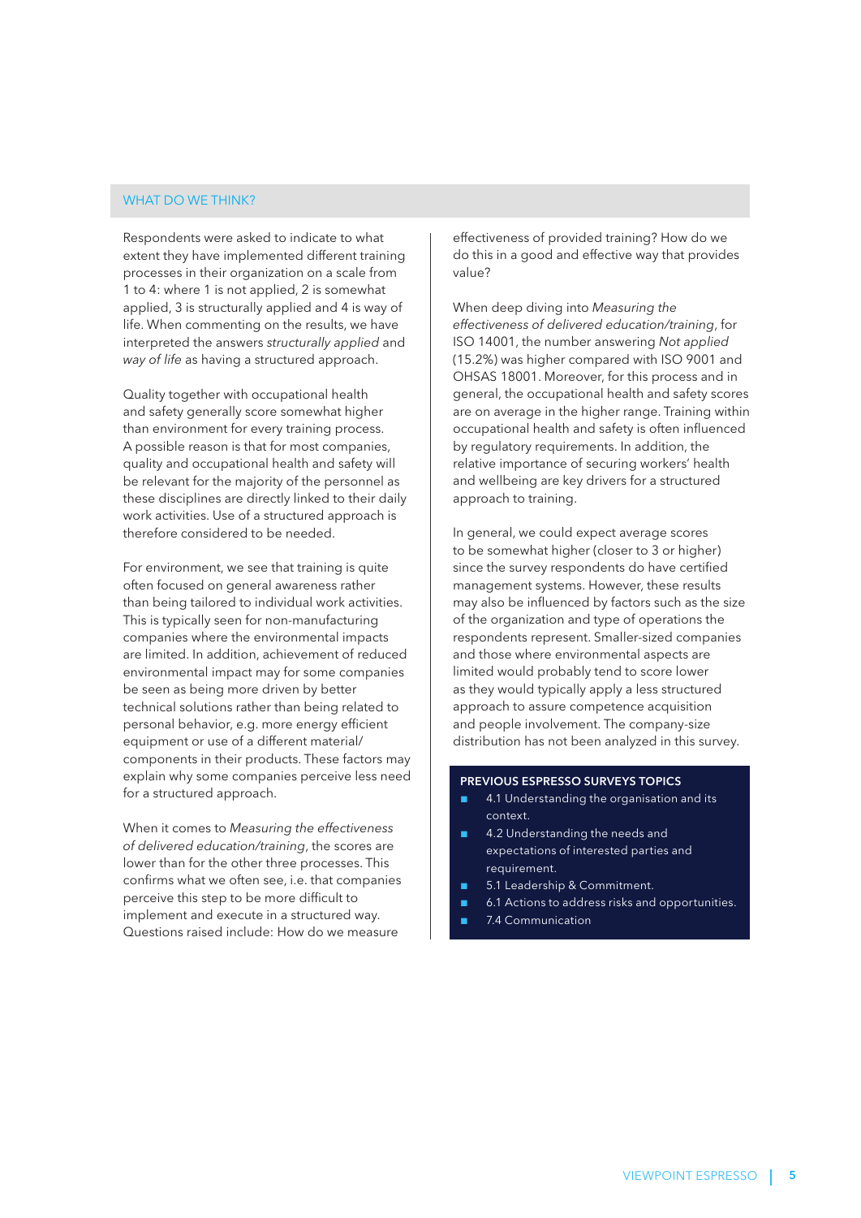## WHAT DO WE THINK?

Respondents were asked to indicate to what extent they have implemented different training processes in their organization on a scale from 1 to 4: where 1 is not applied, 2 is somewhat applied, 3 is structurally applied and 4 is way of life. When commenting on the results, we have interpreted the answers *structurally applied* and *way of life* as having a structured approach.

Quality together with occupational health and safety generally score somewhat higher than environment for every training process. A possible reason is that for most companies, quality and occupational health and safety will be relevant for the majority of the personnel as these disciplines are directly linked to their daily work activities. Use of a structured approach is therefore considered to be needed.

For environment, we see that training is quite often focused on general awareness rather than being tailored to individual work activities. This is typically seen for non-manufacturing companies where the environmental impacts are limited. In addition, achievement of reduced environmental impact may for some companies be seen as being more driven by better technical solutions rather than being related to personal behavior, e.g. more energy efficient equipment or use of a different material/components in their products. These factors may explain why some companies perceive less need for a structured approach.

When it comes to *Measuring the effectiveness of delivered education/training*, the scores are lower than for the other three processes. This confirms what we often see, i.e. that companies perceive this step to be more difficult to implement and execute in a structured way. Questions raised include: How do we measure effectiveness of provided training? How do we do this in a good and effective way that provides value?

When deep diving into *Measuring the effectiveness of delivered education/training*, for ISO 14001, the number answering *Not applied* (15.2%) was higher compared with ISO 9001 and OHSAS 18001. Moreover, for this process and in general, the occupational health and safety scores are on average in the higher range. Training within occupational health and safety is often influenced by regulatory requirements. In addition, the relative importance of securing workers' health and wellbeing are key drivers for a structured approach to training.

In general, we could expect average scores to be somewhat higher (closer to 3 or higher) since the survey respondents do have certified management systems. However, these results may also be influenced by factors such as the size of the organization and type of operations the respondents represent. Smaller-sized companies and those where environmental aspects are limited would probably tend to score lower as they would typically apply a less structured approach to assure competence acquisition and people involvement. The company-size distribution has not been analyzed in this survey.

**PREVIOUS ESPRESSO SURVEYS TOPICS**

- 4.1 Understanding the organisation and its context.
- 4.2 Understanding the needs and expectations of interested parties and requirement.
- 5.1 Leadership & Commitment.
- 6.1 Actions to address risks and opportunities.
- 7.4 Communication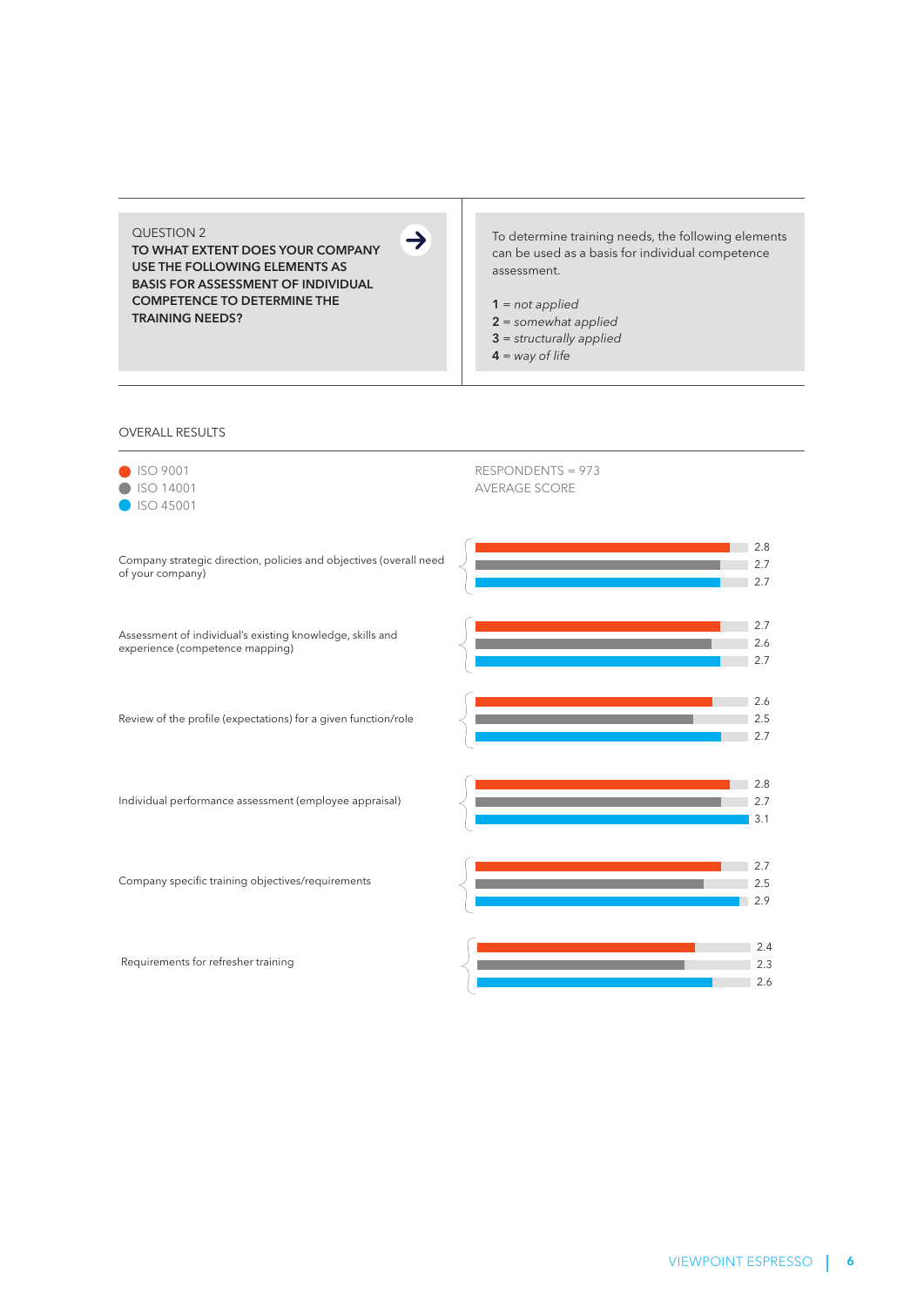QUESTION 2

**TO WHAT EXTENT DOES YOUR COMPANY USE THE FOLLOWING ELEMENTS AS BASIS FOR ASSESSMENT OF INDIVIDUAL COMPETENCE TO DETERMINE THE TRAINING NEEDS?**

To determine training needs, the following elements can be used as a basis for individual competence assessment.

**1** = *not applied*
**2** = *somewhat applied*
**3** = *structurally applied*
**4** = *way of life*

## OVERALL RESULTS

RESPONDENTS = 973
AVERAGE SCORE

| Element | ISO 9001 | ISO 14001 | ISO 45001 |
|---|---|---|---|
| Company strategic direction, policies and objectives (overall need of your company) | 2.8 | 2.7 | 2.7 |
| Assessment of individual's existing knowledge, skills and experience (competence mapping) | 2.7 | 2.6 | 2.7 |
| Review of the profile (expectations) for a given function/role | 2.6 | 2.5 | 2.7 |
| Individual performance assessment (employee appraisal) | 2.8 | 2.7 | 3.1 |
| Company specific training objectives/requirements | 2.7 | 2.5 | 2.9 |
| Requirements for refresher training | 2.4 | 2.3 | 2.6 |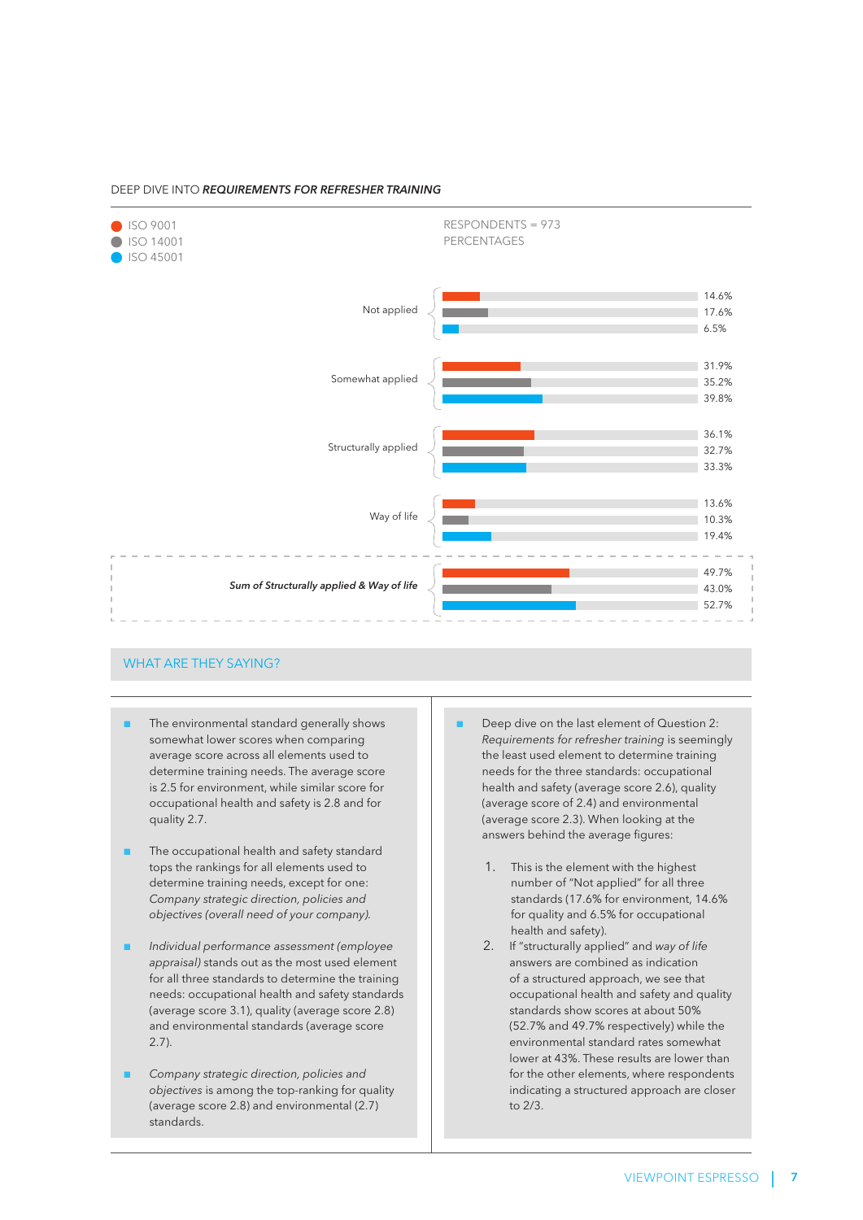DEEP DIVE INTO ***REQUIREMENTS FOR REFRESHER TRAINING***

RESPONDENTS = 973
PERCENTAGES

| | ISO 9001 | ISO 14001 | ISO 45001 |
|---|---|---|---|
| Not applied | 14.6% | 17.6% | 6.5% |
| Somewhat applied | 31.9% | 35.2% | 39.8% |
| Structurally applied | 36.1% | 32.7% | 33.3% |
| Way of life | 13.6% | 10.3% | 19.4% |
| *Sum of Structurally applied & Way of life* | 49.7% | 43.0% | 52.7% |

## WHAT ARE THEY SAYING?

- The environmental standard generally shows somewhat lower scores when comparing average score across all elements used to determine training needs. The average score is 2.5 for environment, while similar score for occupational health and safety is 2.8 and for quality 2.7.
- The occupational health and safety standard tops the rankings for all elements used to determine training needs, except for one: *Company strategic direction, policies and objectives (overall need of your company).*
- *Individual performance assessment (employee appraisal)* stands out as the most used element for all three standards to determine the training needs: occupational health and safety standards (average score 3.1), quality (average score 2.8) and environmental standards (average score 2.7).
- *Company strategic direction, policies and objectives* is among the top-ranking for quality (average score 2.8) and environmental (2.7) standards.
- Deep dive on the last element of Question 2: *Requirements for refresher training* is seemingly the least used element to determine training needs for the three standards: occupational health and safety (average score 2.6), quality (average score of 2.4) and environmental (average score 2.3). When looking at the answers behind the average figures:
  1. This is the element with the highest number of "Not applied" for all three standards (17.6% for environment, 14.6% for quality and 6.5% for occupational health and safety).
  2. If "structurally applied" and *way of life* answers are combined as indication of a structured approach, we see that occupational health and safety and quality standards show scores at about 50% (52.7% and 49.7% respectively) while the environmental standard rates somewhat lower at 43%. These results are lower than for the other elements, where respondents indicating a structured approach are closer to 2/3.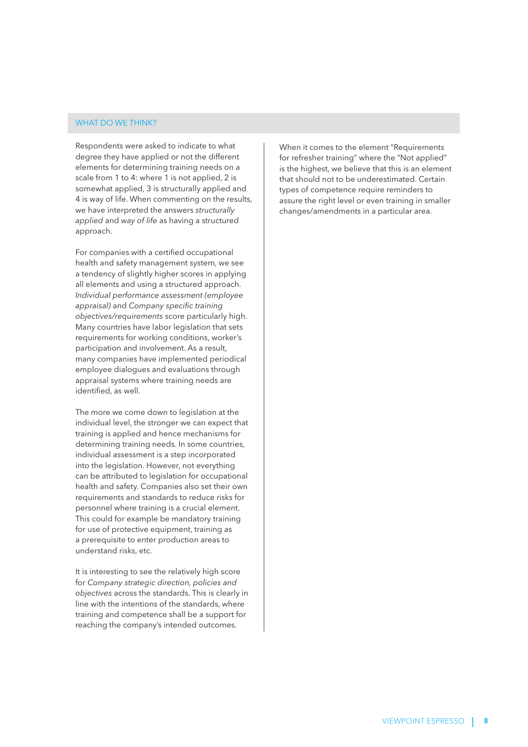## WHAT DO WE THINK?

Respondents were asked to indicate to what degree they have applied or not the different elements for determining training needs on a scale from 1 to 4: where 1 is not applied, 2 is somewhat applied, 3 is structurally applied and 4 is way of life. When commenting on the results, we have interpreted the answers *structurally applied* and *way of life* as having a structured approach.

For companies with a certified occupational health and safety management system, we see a tendency of slightly higher scores in applying all elements and using a structured approach. *Individual performance assessment (employee appraisal)* and *Company specific training objectives/requirements* score particularly high. Many countries have labor legislation that sets requirements for working conditions, worker's participation and involvement. As a result, many companies have implemented periodical employee dialogues and evaluations through appraisal systems where training needs are identified, as well.

The more we come down to legislation at the individual level, the stronger we can expect that training is applied and hence mechanisms for determining training needs. In some countries, individual assessment is a step incorporated into the legislation. However, not everything can be attributed to legislation for occupational health and safety. Companies also set their own requirements and standards to reduce risks for personnel where training is a crucial element. This could for example be mandatory training for use of protective equipment, training as a prerequisite to enter production areas to understand risks, etc.

It is interesting to see the relatively high score for *Company strategic direction, policies and objectives* across the standards. This is clearly in line with the intentions of the standards, where training and competence shall be a support for reaching the company's intended outcomes.

When it comes to the element "Requirements for refresher training" where the "Not applied" is the highest, we believe that this is an element that should not to be underestimated. Certain types of competence require reminders to assure the right level or even training in smaller changes/amendments in a particular area.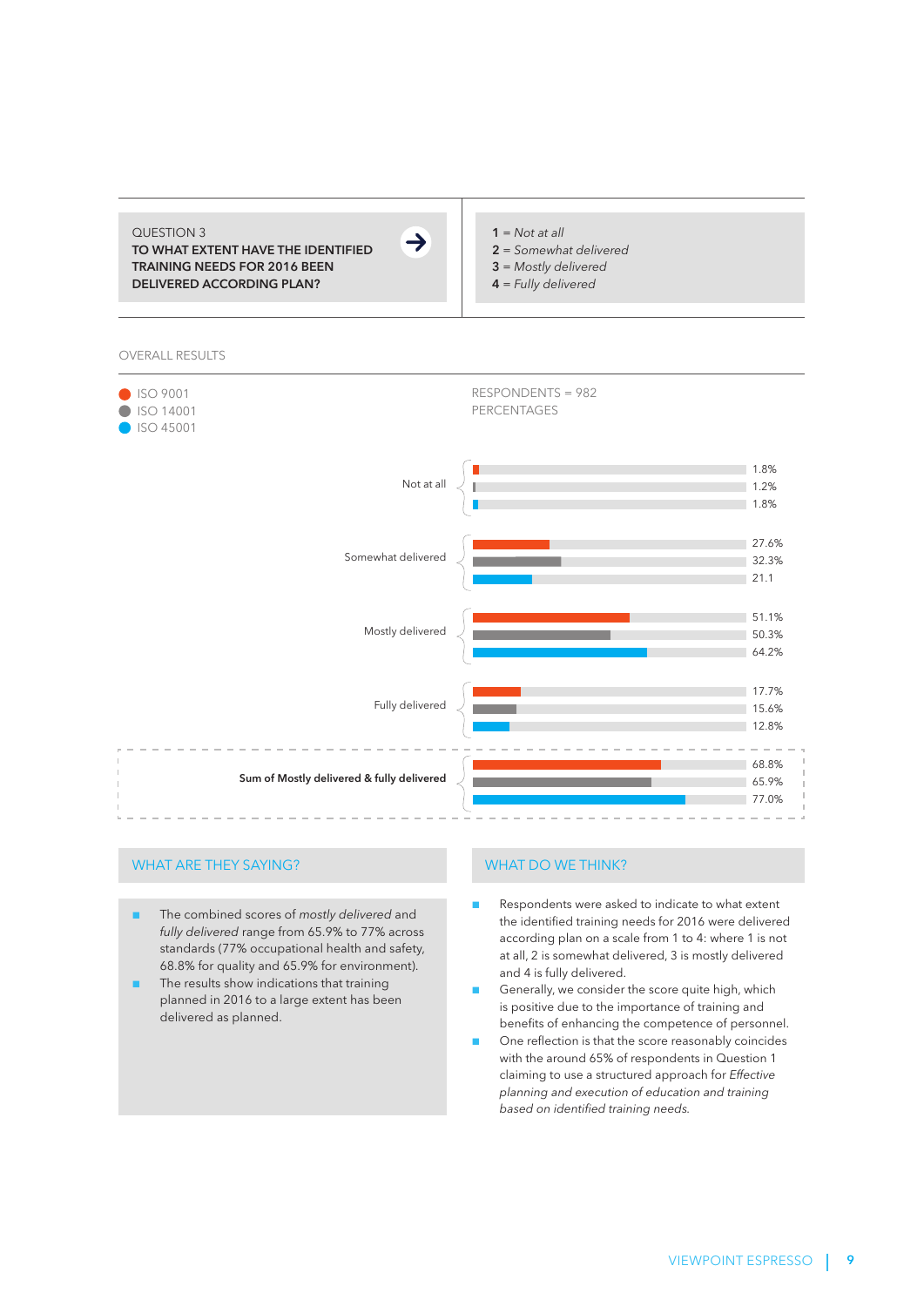QUESTION 3

**TO WHAT EXTENT HAVE THE IDENTIFIED TRAINING NEEDS FOR 2016 BEEN DELIVERED ACCORDING PLAN?**

**1** = *Not at all*
**2** = *Somewhat delivered*
**3** = *Mostly delivered*
**4** = *Fully delivered*

OVERALL RESULTS

RESPONDENTS = 982
PERCENTAGES

| | ISO 9001 | ISO 14001 | ISO 45001 |
|---|---|---|---|
| Not at all | 1.8% | 1.2% | 1.8% |
| Somewhat delivered | 27.6% | 32.3% | 21.1 |
| Mostly delivered | 51.1% | 50.3% | 64.2% |
| Fully delivered | 17.7% | 15.6% | 12.8% |
| **Sum of Mostly delivered & fully delivered** | 68.8% | 65.9% | 77.0% |

## WHAT ARE THEY SAYING?

- The combined scores of *mostly delivered* and *fully delivered* range from 65.9% to 77% across standards (77% occupational health and safety, 68.8% for quality and 65.9% for environment).
- The results show indications that training planned in 2016 to a large extent has been delivered as planned.

## WHAT DO WE THINK?

- Respondents were asked to indicate to what extent the identified training needs for 2016 were delivered according plan on a scale from 1 to 4: where 1 is not at all, 2 is somewhat delivered, 3 is mostly delivered and 4 is fully delivered.
- Generally, we consider the score quite high, which is positive due to the importance of training and benefits of enhancing the competence of personnel.
- One reflection is that the score reasonably coincides with the around 65% of respondents in Question 1 claiming to use a structured approach for *Effective planning and execution of education and training based on identified training needs.*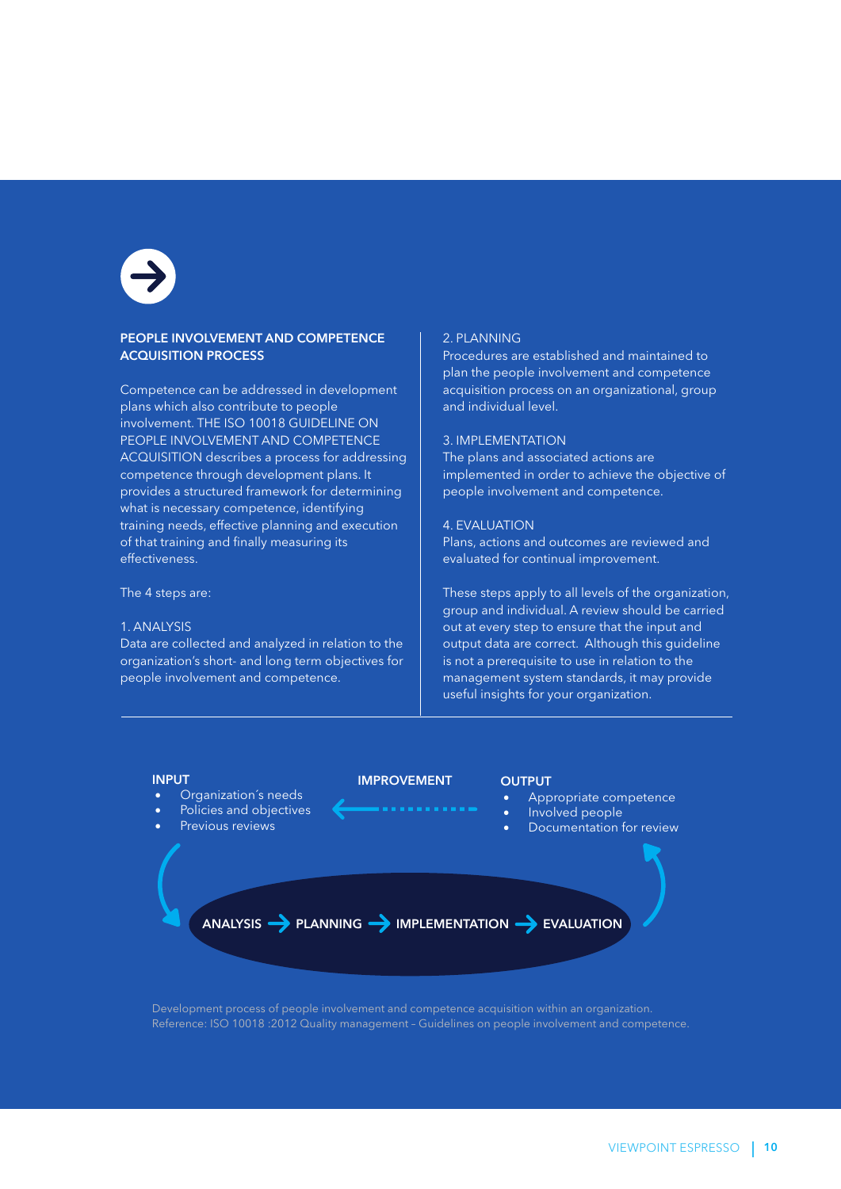## PEOPLE INVOLVEMENT AND COMPETENCE ACQUISITION PROCESS

Competence can be addressed in development plans which also contribute to people involvement. THE ISO 10018 GUIDELINE ON PEOPLE INVOLVEMENT AND COMPETENCE ACQUISITION describes a process for addressing competence through development plans. It provides a structured framework for determining what is necessary competence, identifying training needs, effective planning and execution of that training and finally measuring its effectiveness.

The 4 steps are:

1. ANALYSIS
Data are collected and analyzed in relation to the organization's short- and long term objectives for people involvement and competence.

2. PLANNING
Procedures are established and maintained to plan the people involvement and competence acquisition process on an organizational, group and individual level.

3. IMPLEMENTATION
The plans and associated actions are implemented in order to achieve the objective of people involvement and competence.

4. EVALUATION
Plans, actions and outcomes are reviewed and evaluated for continual improvement.

These steps apply to all levels of the organization, group and individual. A review should be carried out at every step to ensure that the input and output data are correct. Although this guideline is not a prerequisite to use in relation to the management system standards, it may provide useful insights for your organization.

**INPUT**
- Organization´s needs
- Policies and objectives
- Previous reviews

**IMPROVEMENT**

**OUTPUT**
- Appropriate competence
- Involved people
- Documentation for review

**ANALYSIS → PLANNING → IMPLEMENTATION → EVALUATION**

Development process of people involvement and competence acquisition within an organization.
Reference: ISO 10018 :2012 Quality management – Guidelines on people involvement and competence.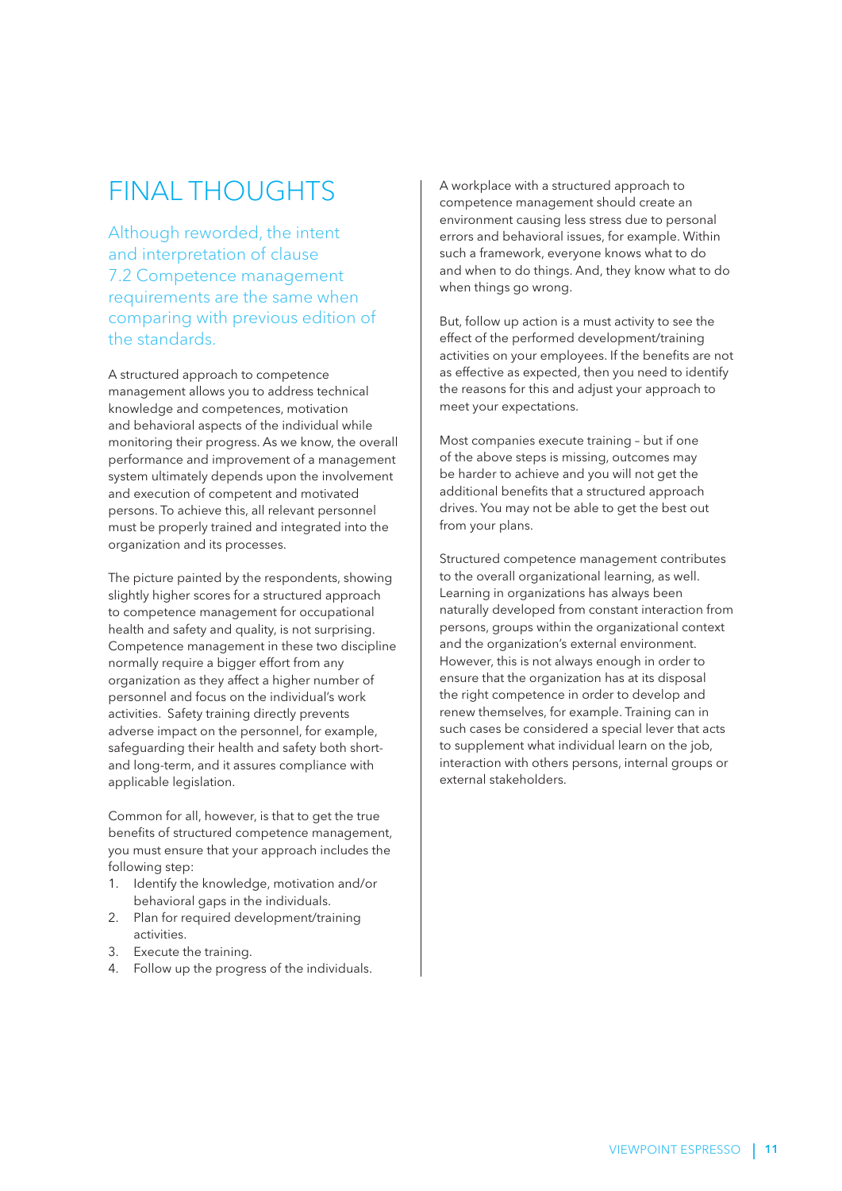# FINAL THOUGHTS

Although reworded, the intent and interpretation of clause 7.2 Competence management requirements are the same when comparing with previous edition of the standards.

A structured approach to competence management allows you to address technical knowledge and competences, motivation and behavioral aspects of the individual while monitoring their progress. As we know, the overall performance and improvement of a management system ultimately depends upon the involvement and execution of competent and motivated persons. To achieve this, all relevant personnel must be properly trained and integrated into the organization and its processes.

The picture painted by the respondents, showing slightly higher scores for a structured approach to competence management for occupational health and safety and quality, is not surprising. Competence management in these two discipline normally require a bigger effort from any organization as they affect a higher number of personnel and focus on the individual's work activities. Safety training directly prevents adverse impact on the personnel, for example, safeguarding their health and safety both short- and long-term, and it assures compliance with applicable legislation.

Common for all, however, is that to get the true benefits of structured competence management, you must ensure that your approach includes the following step:

1. Identify the knowledge, motivation and/or behavioral gaps in the individuals.
2. Plan for required development/training activities.
3. Execute the training.
4. Follow up the progress of the individuals.

A workplace with a structured approach to competence management should create an environment causing less stress due to personal errors and behavioral issues, for example. Within such a framework, everyone knows what to do and when to do things. And, they know what to do when things go wrong.

But, follow up action is a must activity to see the effect of the performed development/training activities on your employees. If the benefits are not as effective as expected, then you need to identify the reasons for this and adjust your approach to meet your expectations.

Most companies execute training – but if one of the above steps is missing, outcomes may be harder to achieve and you will not get the additional benefits that a structured approach drives. You may not be able to get the best out from your plans.

Structured competence management contributes to the overall organizational learning, as well. Learning in organizations has always been naturally developed from constant interaction from persons, groups within the organizational context and the organization's external environment. However, this is not always enough in order to ensure that the organization has at its disposal the right competence in order to develop and renew themselves, for example. Training can in such cases be considered a special lever that acts to supplement what individual learn on the job, interaction with others persons, internal groups or external stakeholders.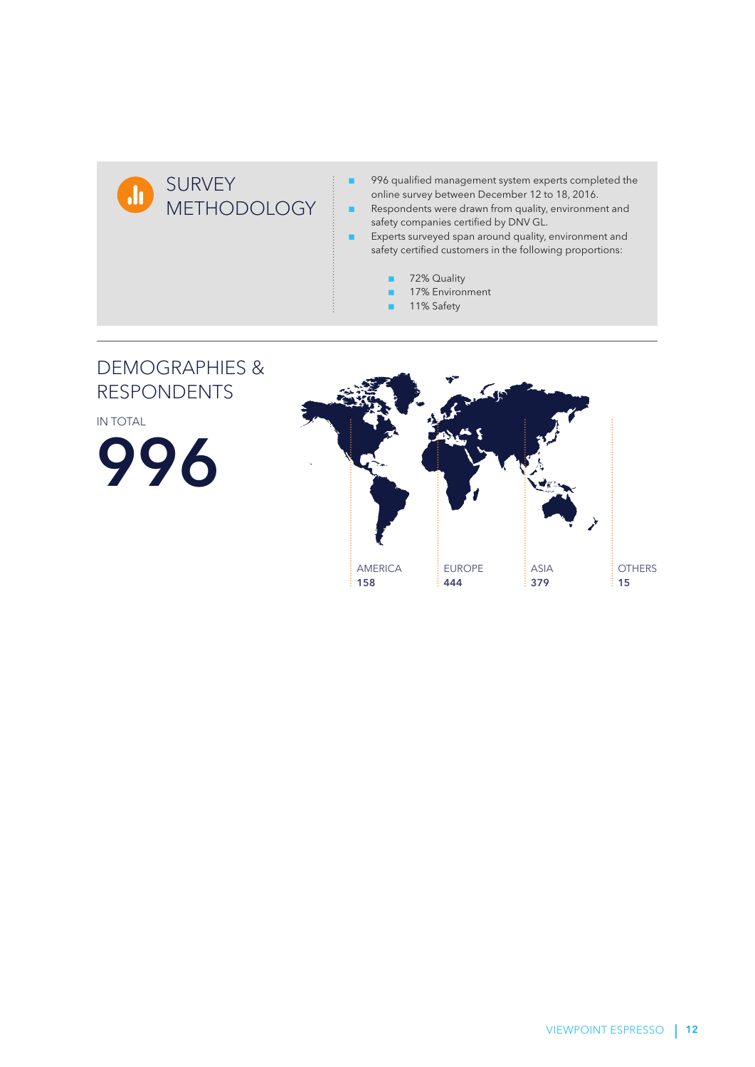## SURVEY METHODOLOGY

- 996 qualified management system experts completed the online survey between December 12 to 18, 2016.
- Respondents were drawn from quality, environment and safety companies certified by DNV GL.
- Experts surveyed span around quality, environment and safety certified customers in the following proportions:
  - 72% Quality
  - 17% Environment
  - 11% Safety

## DEMOGRAPHIES & RESPONDENTS

IN TOTAL

# 996

| AMERICA | EUROPE | ASIA | OTHERS |
|---|---|---|---|
| **158** | **444** | **379** | **15** |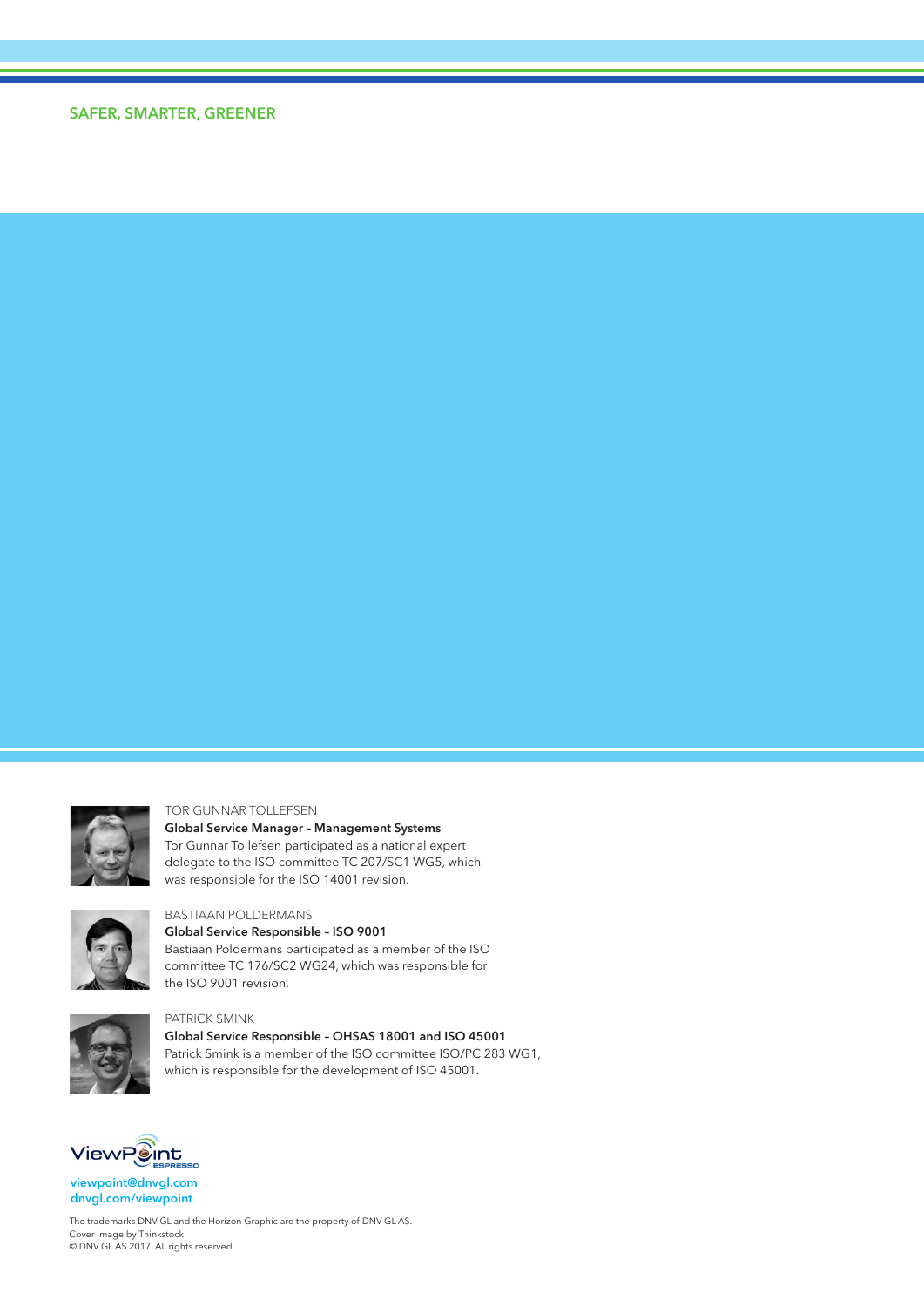SAFER, SMARTER, GREENER

TOR GUNNAR TOLLEFSEN

**Global Service Manager – Management Systems**

Tor Gunnar Tollefsen participated as a national expert delegate to the ISO committee TC 207/SC1 WG5, which was responsible for the ISO 14001 revision.

BASTIAAN POLDERMANS

**Global Service Responsible – ISO 9001**

Bastiaan Poldermans participated as a member of the ISO committee TC 176/SC2 WG24, which was responsible for the ISO 9001 revision.

PATRICK SMINK

**Global Service Responsible – OHSAS 18001 and ISO 45001**

Patrick Smink is a member of the ISO committee ISO/PC 283 WG1, which is responsible for the development of ISO 45001.

ViewPoint ESPRESSO

viewpoint@dnvgl.com
dnvgl.com/viewpoint

The trademarks DNV GL and the Horizon Graphic are the property of DNV GL AS.
Cover image by Thinkstock.
© DNV GL AS 2017. All rights reserved.